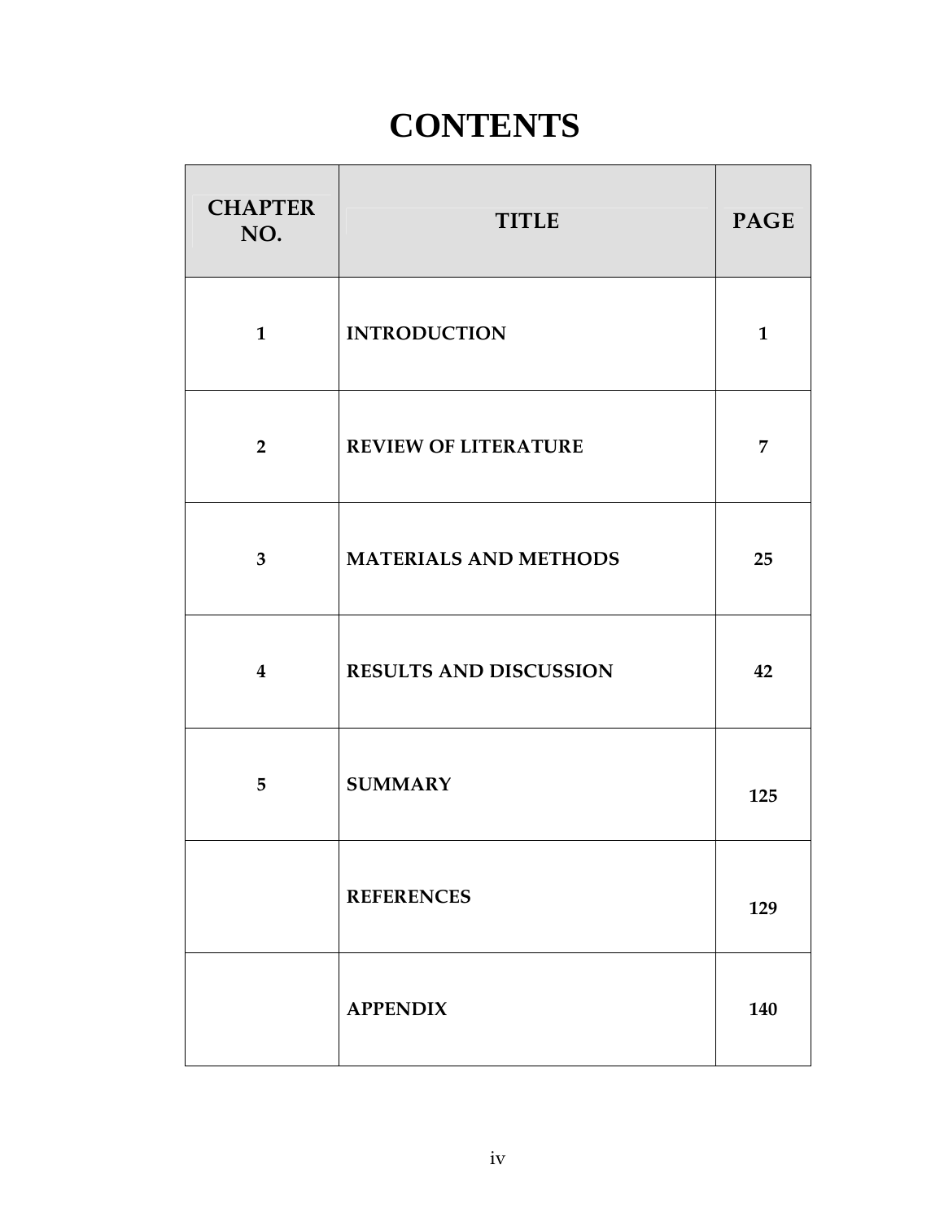# CONTENTS

| CHAPTER NO. | TITLE | PAGE |
|---|---|---|
| 1 | INTRODUCTION | 1 |
| 2 | REVIEW OF LITERATURE | 7 |
| 3 | MATERIALS AND METHODS | 25 |
| 4 | RESULTS AND DISCUSSION | 42 |
| 5 | SUMMARY | 125 |
| | REFERENCES | 129 |
| | APPENDIX | 140 |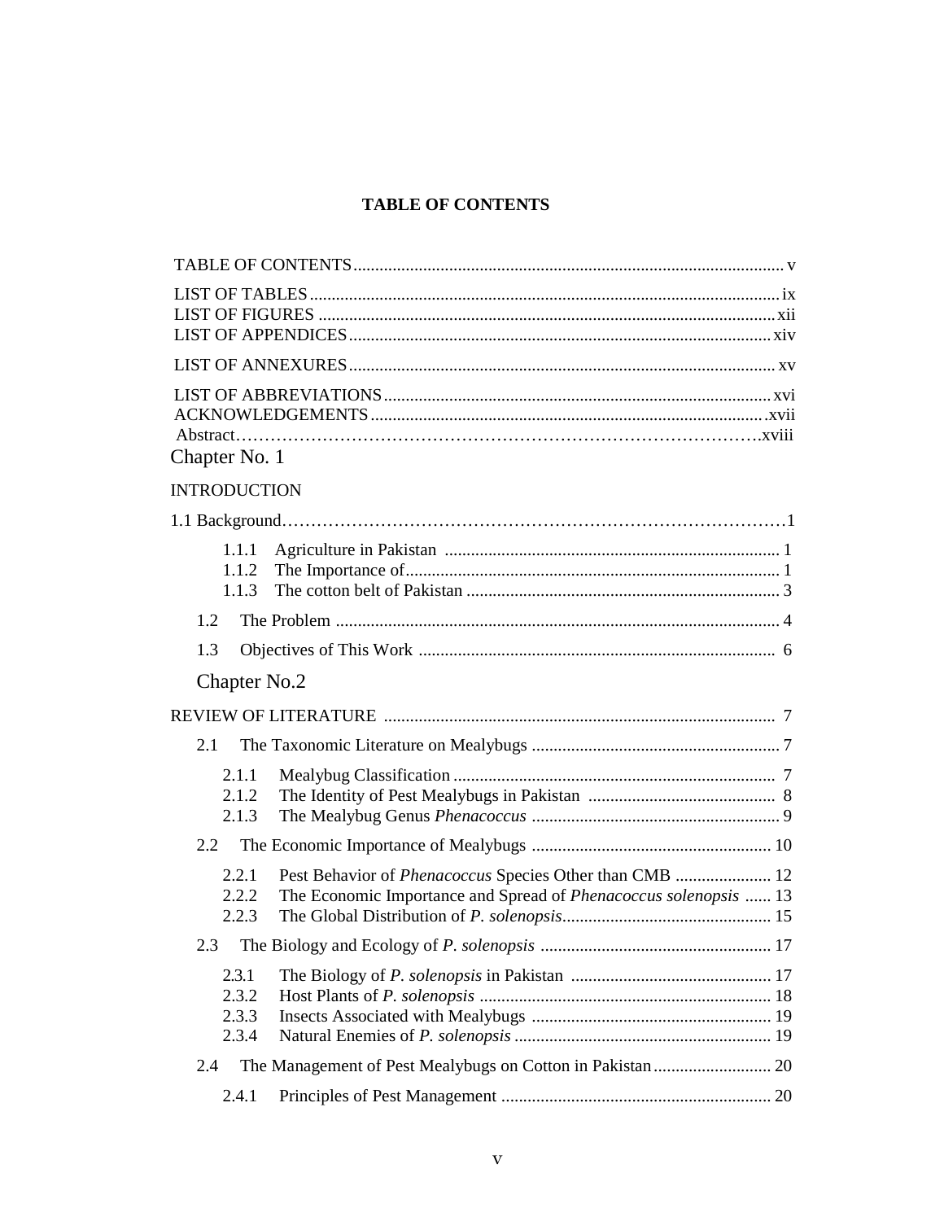# TABLE OF CONTENTS

TABLE OF CONTENTS .......... v

LIST OF TABLES .......... ix
LIST OF FIGURES .......... xii
LIST OF APPENDICES .......... xiv

LIST OF ANNEXURES .......... xv

LIST OF ABBREVIATIONS .......... xvi
ACKNOWLEDGEMENTS .......... xvii
Abstract .......... xviii

Chapter No. 1

INTRODUCTION

1.1 Background .......... 1

- 1.1.1 Agriculture in Pakistan .......... 1
- 1.1.2 The Importance of .......... 1
- 1.1.3 The cotton belt of Pakistan .......... 3

1.2 The Problem .......... 4

1.3 Objectives of This Work .......... 6

Chapter No.2

REVIEW OF LITERATURE .......... 7

2.1 The Taxonomic Literature on Mealybugs .......... 7

- 2.1.1 Mealybug Classification .......... 7
- 2.1.2 The Identity of Pest Mealybugs in Pakistan .......... 8
- 2.1.3 The Mealybug Genus *Phenacoccus* .......... 9

2.2 The Economic Importance of Mealybugs .......... 10

- 2.2.1 Pest Behavior of *Phenacoccus* Species Other than CMB .......... 12
- 2.2.2 The Economic Importance and Spread of *Phenacoccus solenopsis* .......... 13
- 2.2.3 The Global Distribution of *P. solenopsis* .......... 15

2.3 The Biology and Ecology of *P. solenopsis* .......... 17

- 2.3.1 The Biology of *P. solenopsis* in Pakistan .......... 17
- 2.3.2 Host Plants of *P. solenopsis* .......... 18
- 2.3.3 Insects Associated with Mealybugs .......... 19
- 2.3.4 Natural Enemies of *P. solenopsis* .......... 19

2.4 The Management of Pest Mealybugs on Cotton in Pakistan .......... 20

- 2.4.1 Principles of Pest Management .......... 20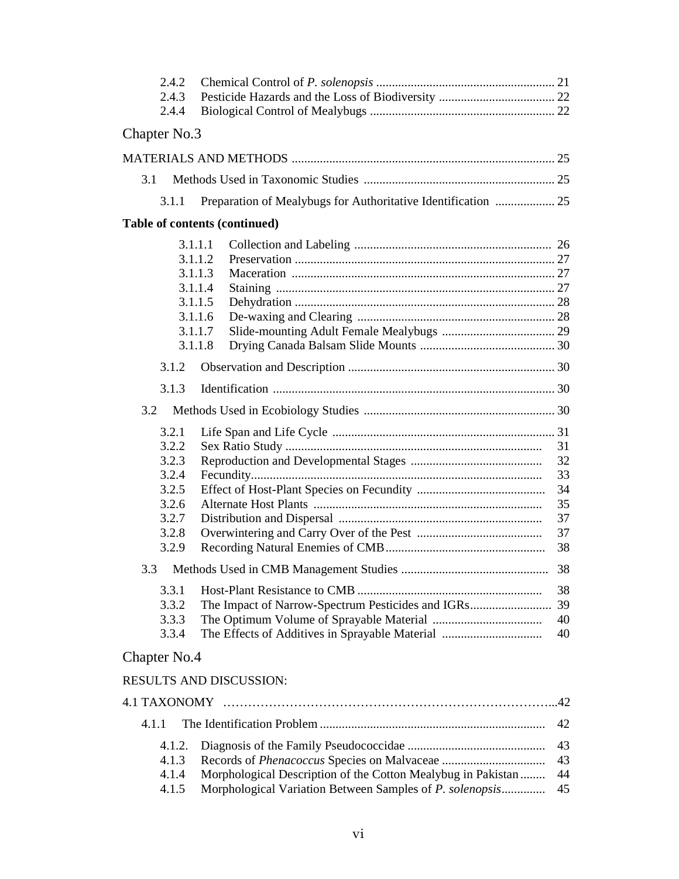2.4.2 Chemical Control of *P. solenopsis* ........................................................ 21
2.4.3 Pesticide Hazards and the Loss of Biodiversity .................................... 22
2.4.4 Biological Control of Mealybugs .......................................................... 22

## Chapter No.3

MATERIALS AND METHODS ................................................................................... 25

3.1 Methods Used in Taxonomic Studies ............................................................ 25

3.1.1 Preparation of Mealybugs for Authoritative Identification .................. 25

**Table of contents (continued)**

3.1.1.1 Collection and Labeling .............................................................. 26
3.1.1.2 Preservation .................................................................................. 27
3.1.1.3 Maceration ................................................................................... 27
3.1.1.4 Staining ........................................................................................ 27
3.1.1.5 Dehydration .................................................................................. 28
3.1.1.6 De-waxing and Clearing .............................................................. 28
3.1.1.7 Slide-mounting Adult Female Mealybugs .................................... 29
3.1.1.8 Drying Canada Balsam Slide Mounts .......................................... 30

3.1.2 Observation and Description ................................................................. 30

3.1.3 Identification .......................................................................................... 30

3.2 Methods Used in Ecobiology Studies ............................................................ 30

3.2.1 Life Span and Life Cycle ....................................................................... 31
3.2.2 Sex Ratio Study .................................................................................. 31
3.2.3 Reproduction and Developmental Stages ......................................... 32
3.2.4 Fecundity............................................................................................ 33
3.2.5 Effect of Host-Plant Species on Fecundity ........................................ 34
3.2.6 Alternate Host Plants ........................................................................ 35
3.2.7 Distribution and Dispersal ................................................................ 37
3.2.8 Overwintering and Carry Over of the Pest ........................................ 37
3.2.9 Recording Natural Enemies of CMB.................................................. 38

3.3 Methods Used in CMB Management Studies .............................................. 38

3.3.1 Host-Plant Resistance to CMB .......................................................... 38
3.3.2 The Impact of Narrow-Spectrum Pesticides and IGRs......................... 39
3.3.3 The Optimum Volume of Sprayable Material .................................. 40
3.3.4 The Effects of Additives in Sprayable Material ............................... 40

## Chapter No.4

RESULTS AND DISCUSSION:

4.1 TAXONOMY ……………………………………………………………………...42

4.1.1 The Identification Problem ....................................................................... 42

4.1.2. Diagnosis of the Family Pseudococcidae ............................................ 43
4.1.3 Records of *Phenacoccus* Species on Malvaceae ................................. 43
4.1.4 Morphological Description of the Cotton Mealybug in Pakistan ........ 44
4.1.5 Morphological Variation Between Samples of *P. solenopsis*............. 45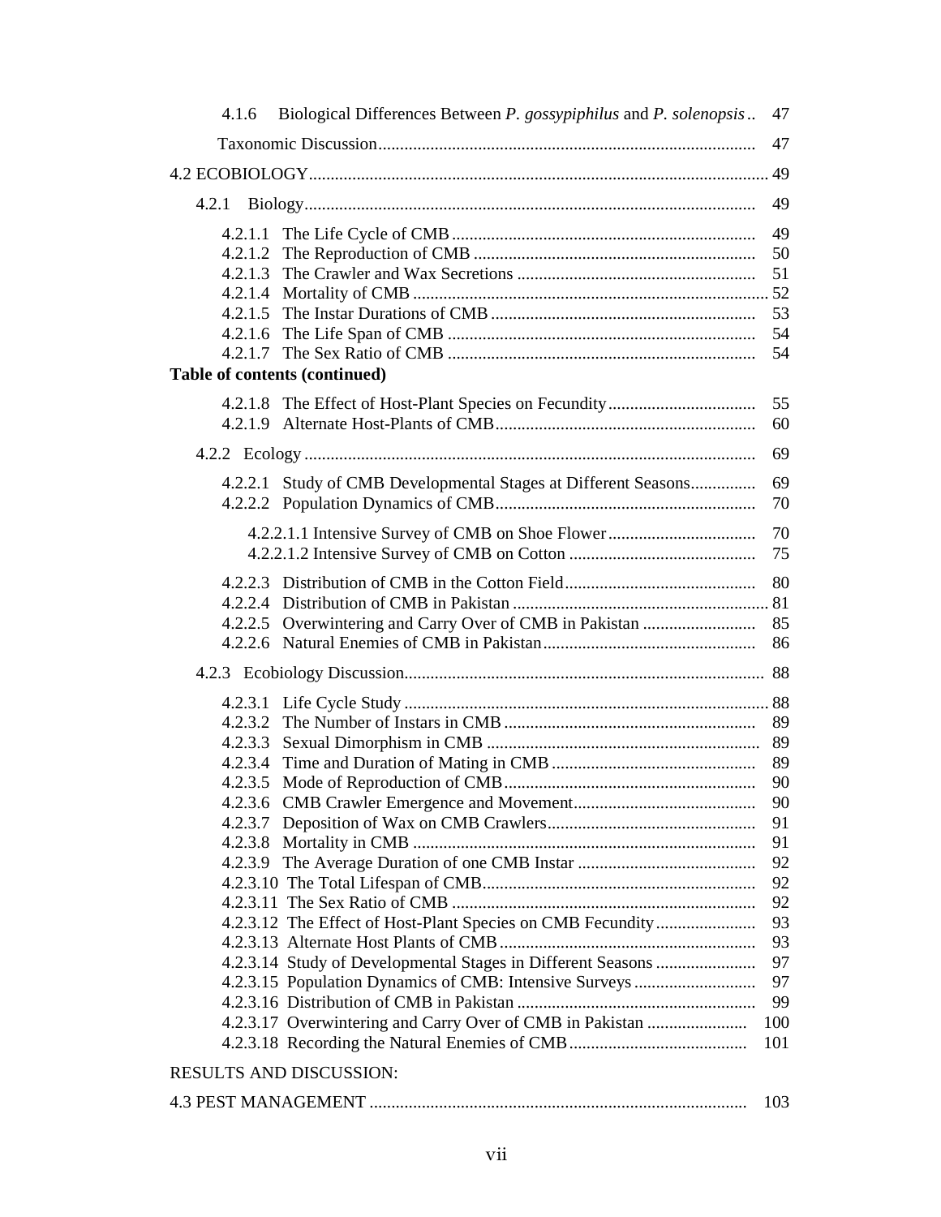4.1.6 Biological Differences Between *P. gossypiphilus* and *P. solenopsis* .. 47

Taxonomic Discussion ........................................................................ 47

4.2 ECOBIOLOGY ........................................................................ 49

4.2.1 Biology ........................................................................ 49

4.2.1.1 The Life Cycle of CMB ........................................................................ 49
4.2.1.2 The Reproduction of CMB ........................................................................ 50
4.2.1.3 The Crawler and Wax Secretions ........................................................................ 51
4.2.1.4 Mortality of CMB ........................................................................ 52
4.2.1.5 The Instar Durations of CMB ........................................................................ 53
4.2.1.6 The Life Span of CMB ........................................................................ 54
4.2.1.7 The Sex Ratio of CMB ........................................................................ 54

**Table of contents (continued)**

4.2.1.8 The Effect of Host-Plant Species on Fecundity ........................................................................ 55
4.2.1.9 Alternate Host-Plants of CMB ........................................................................ 60

4.2.2 Ecology ........................................................................ 69

4.2.2.1 Study of CMB Developmental Stages at Different Seasons ........................................................................ 69
4.2.2.2 Population Dynamics of CMB ........................................................................ 70

4.2.2.1.1 Intensive Survey of CMB on Shoe Flower ........................................................................ 70
4.2.2.1.2 Intensive Survey of CMB on Cotton ........................................................................ 75

4.2.2.3 Distribution of CMB in the Cotton Field ........................................................................ 80
4.2.2.4 Distribution of CMB in Pakistan ........................................................................ 81
4.2.2.5 Overwintering and Carry Over of CMB in Pakistan ........................................................................ 85
4.2.2.6 Natural Enemies of CMB in Pakistan ........................................................................ 86

4.2.3 Ecobiology Discussion ........................................................................ 88

4.2.3.1 Life Cycle Study ........................................................................ 88
4.2.3.2 The Number of Instars in CMB ........................................................................ 89
4.2.3.3 Sexual Dimorphism in CMB ........................................................................ 89
4.2.3.4 Time and Duration of Mating in CMB ........................................................................ 89
4.2.3.5 Mode of Reproduction of CMB ........................................................................ 90
4.2.3.6 CMB Crawler Emergence and Movement ........................................................................ 90
4.2.3.7 Deposition of Wax on CMB Crawlers ........................................................................ 91
4.2.3.8 Mortality in CMB ........................................................................ 91
4.2.3.9 The Average Duration of one CMB Instar ........................................................................ 92
4.2.3.10 The Total Lifespan of CMB ........................................................................ 92
4.2.3.11 The Sex Ratio of CMB ........................................................................ 92
4.2.3.12 The Effect of Host-Plant Species on CMB Fecundity ........................................................................ 93
4.2.3.13 Alternate Host Plants of CMB ........................................................................ 93
4.2.3.14 Study of Developmental Stages in Different Seasons ........................................................................ 97
4.2.3.15 Population Dynamics of CMB: Intensive Surveys ........................................................................ 97
4.2.3.16 Distribution of CMB in Pakistan ........................................................................ 99
4.2.3.17 Overwintering and Carry Over of CMB in Pakistan ........................................................................ 100
4.2.3.18 Recording the Natural Enemies of CMB ........................................................................ 101

RESULTS AND DISCUSSION:

4.3 PEST MANAGEMENT ........................................................................ 103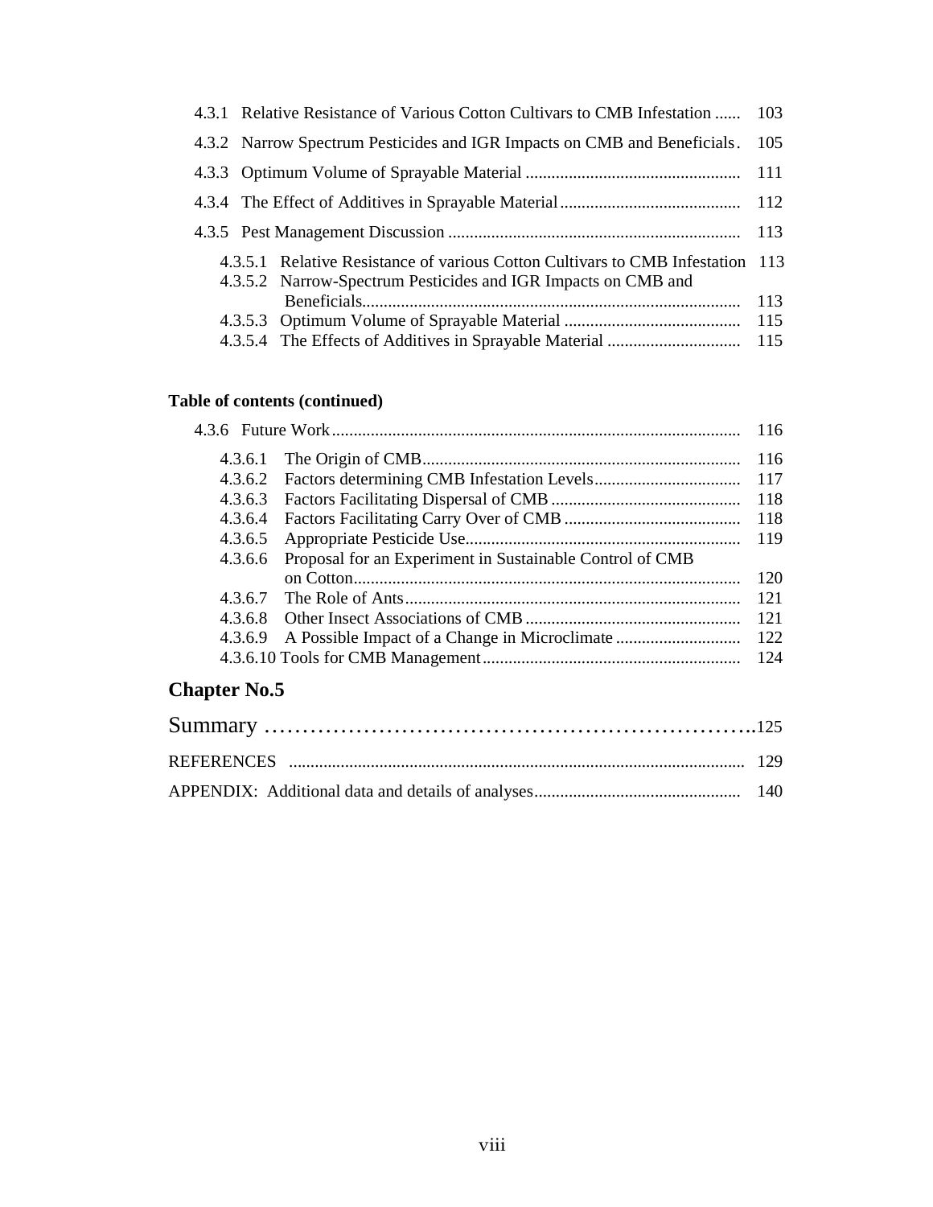4.3.1 Relative Resistance of Various Cotton Cultivars to CMB Infestation ...... 103

4.3.2 Narrow Spectrum Pesticides and IGR Impacts on CMB and Beneficials. 105

4.3.3 Optimum Volume of Sprayable Material .................................................. 111

4.3.4 The Effect of Additives in Sprayable Material .......................................... 112

4.3.5 Pest Management Discussion .................................................................... 113

4.3.5.1 Relative Resistance of various Cotton Cultivars to CMB Infestation 113
4.3.5.2 Narrow-Spectrum Pesticides and IGR Impacts on CMB and Beneficials....................................................................................... 113
4.3.5.3 Optimum Volume of Sprayable Material ......................................... 115
4.3.5.4 The Effects of Additives in Sprayable Material ............................... 115

**Table of contents (continued)**

4.3.6 Future Work .............................................................................................. 116

4.3.6.1 The Origin of CMB.......................................................................... 116
4.3.6.2 Factors determining CMB Infestation Levels.................................. 117
4.3.6.3 Factors Facilitating Dispersal of CMB ............................................ 118
4.3.6.4 Factors Facilitating Carry Over of CMB ......................................... 118
4.3.6.5 Appropriate Pesticide Use............................................................... 119
4.3.6.6 Proposal for an Experiment in Sustainable Control of CMB on Cotton......................................................................................... 120
4.3.6.7 The Role of Ants............................................................................. 121
4.3.6.8 Other Insect Associations of CMB .................................................. 121
4.3.6.9 A Possible Impact of a Change in Microclimate ............................. 122
4.3.6.10 Tools for CMB Management........................................................... 124

## Chapter No.5

Summary ………………………………………………………..125

REFERENCES ......................................................................................................... 129

APPENDIX: Additional data and details of analyses................................................ 140